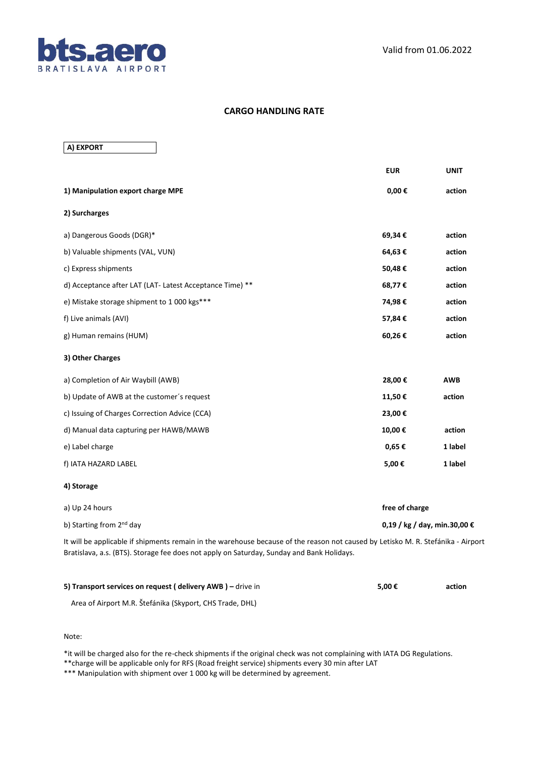bts.aero
BRATISLAVA AIRPORT

Valid from 01.06.2022

# CARGO HANDLING RATE

## A) EXPORT

| | EUR | UNIT |
|---|---|---|
| **1) Manipulation export charge MPE** | **0,00 €** | **action** |
| **2) Surcharges** | | |
| a) Dangerous Goods (DGR)* | **69,34 €** | **action** |
| b) Valuable shipments (VAL, VUN) | **64,63 €** | **action** |
| c) Express shipments | **50,48 €** | **action** |
| d) Acceptance after LAT (LAT- Latest Acceptance Time) ** | **68,77 €** | **action** |
| e) Mistake storage shipment to 1 000 kgs*** | **74,98 €** | **action** |
| f) Live animals (AVI) | **57,84 €** | **action** |
| g) Human remains (HUM) | **60,26 €** | **action** |
| **3) Other Charges** | | |
| a) Completion of Air Waybill (AWB) | **28,00 €** | **AWB** |
| b) Update of AWB at the customer´s request | **11,50 €** | **action** |
| c) Issuing of Charges Correction Advice (CCA) | **23,00 €** | |
| d) Manual data capturing per HAWB/MAWB | **10,00 €** | **action** |
| e) Label charge | **0,65 €** | **1 label** |
| f) IATA HAZARD LABEL | **5,00 €** | **1 label** |
| **4) Storage** | | |
| a) Up 24 hours | **free of charge** | |
| b) Starting from 2nd day | **0,19 / kg / day, min.30,00 €** | |

It will be applicable if shipments remain in the warehouse because of the reason not caused by Letisko M. R. Stefánika - Airport Bratislava, a.s. (BTS). Storage fee does not apply on Saturday, Sunday and Bank Holidays.

| | | |
|---|---|---|
| **5) Transport services on request ( delivery AWB ) –** drive in Area of Airport M.R. Štefánika (Skyport, CHS Trade, DHL) | **5,00 €** | **action** |

Note:

*it will be charged also for the re-check shipments if the original check was not complaining with IATA DG Regulations.
**charge will be applicable only for RFS (Road freight service) shipments every 30 min after LAT
*** Manipulation with shipment over 1 000 kg will be determined by agreement.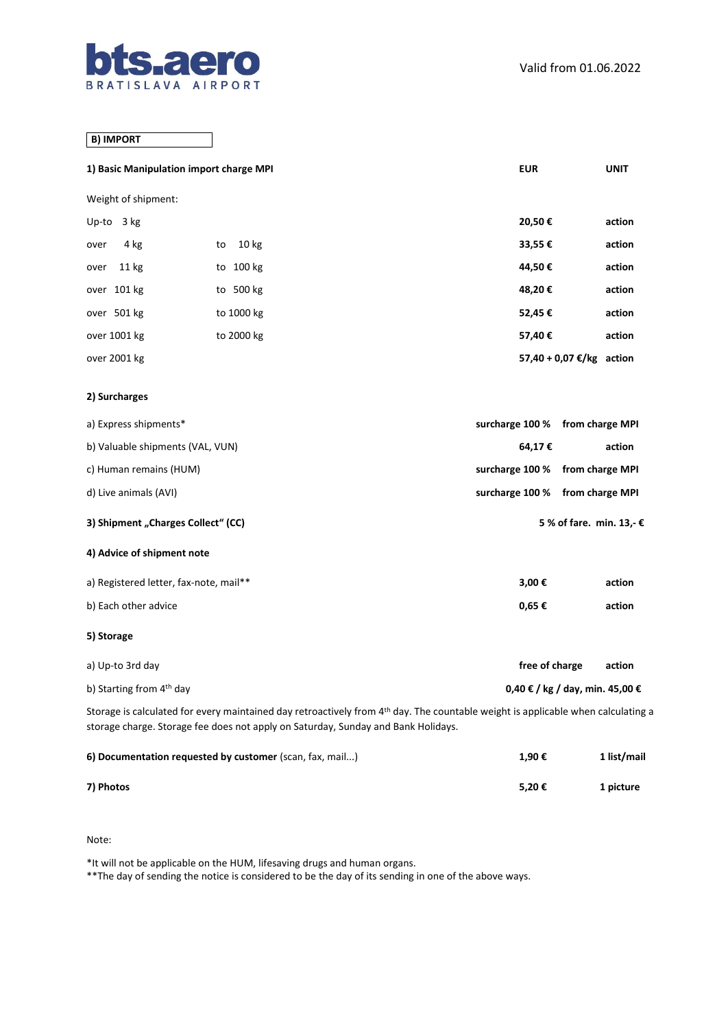## B) IMPORT

| 1) Basic Manipulation import charge MPI | | EUR | UNIT |
|---|---|---|---|
| Weight of shipment: | | | |
| Up-to 3 kg | | **20,50 €** | **action** |
| over 4 kg | to 10 kg | **33,55 €** | **action** |
| over 11 kg | to 100 kg | **44,50 €** | **action** |
| over 101 kg | to 500 kg | **48,20 €** | **action** |
| over 501 kg | to 1000 kg | **52,45 €** | **action** |
| over 1001 kg | to 2000 kg | **57,40 €** | **action** |
| over 2001 kg | | **57,40 + 0,07 €/kg** | **action** |

**2) Surcharges**

| | | |
|---|---|---|
| a) Express shipments* | **surcharge 100 %** | **from charge MPI** |
| b) Valuable shipments (VAL, VUN) | **64,17 €** | **action** |
| c) Human remains (HUM) | **surcharge 100 %** | **from charge MPI** |
| d) Live animals (AVI) | **surcharge 100 %** | **from charge MPI** |

**3) Shipment „Charges Collect“ (CC)** — **5 % of fare. min. 13,- €**

**4) Advice of shipment note**

| | | |
|---|---|---|
| a) Registered letter, fax-note, mail** | **3,00 €** | **action** |
| b) Each other advice | **0,65 €** | **action** |

**5) Storage**

| | | |
|---|---|---|
| a) Up-to 3rd day | **free of charge** | **action** |
| b) Starting from 4th day | **0,40 € / kg / day, min. 45,00 €** | |

Storage is calculated for every maintained day retroactively from 4th day. The countable weight is applicable when calculating a storage charge. Storage fee does not apply on Saturday, Sunday and Bank Holidays.

| | | |
|---|---|---|
| **6) Documentation requested by customer** (scan, fax, mail...) | **1,90 €** | **1 list/mail** |
| **7) Photos** | **5,20 €** | **1 picture** |

Note:

*It will not be applicable on the HUM, lifesaving drugs and human organs.
**The day of sending the notice is considered to be the day of its sending in one of the above ways.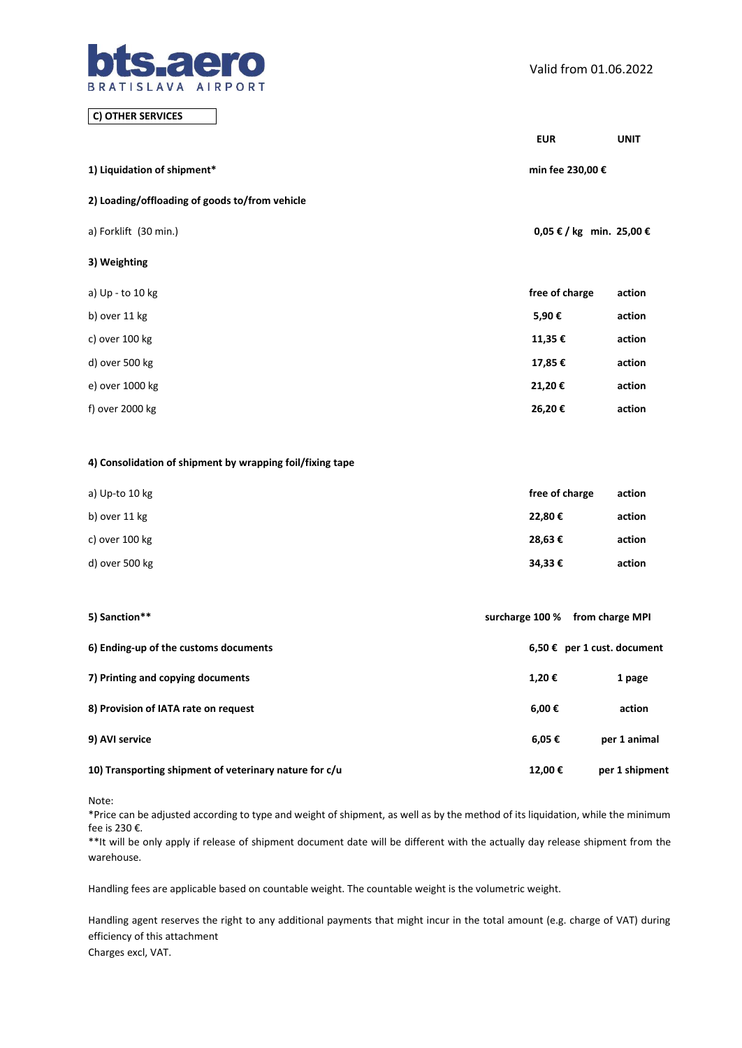bts.aero
BRATISLAVA AIRPORT

Valid from 01.06.2022

**C) OTHER SERVICES**

| | EUR | UNIT |
|---|---|---|
| **1) Liquidation of shipment*** | **min fee 230,00 €** | |
| **2) Loading/offloading of goods to/from vehicle** | | |
| a) Forklift (30 min.) | **0,05 € / kg** | **min. 25,00 €** |
| **3) Weighting** | | |
| a) Up - to 10 kg | **free of charge** | **action** |
| b) over 11 kg | **5,90 €** | **action** |
| c) over 100 kg | **11,35 €** | **action** |
| d) over 500 kg | **17,85 €** | **action** |
| e) over 1000 kg | **21,20 €** | **action** |
| f) over 2000 kg | **26,20 €** | **action** |
| **4) Consolidation of shipment by wrapping foil/fixing tape** | | |
| a) Up-to 10 kg | **free of charge** | **action** |
| b) over 11 kg | **22,80 €** | **action** |
| c) over 100 kg | **28,63 €** | **action** |
| d) over 500 kg | **34,33 €** | **action** |
| **5) Sanction**** | **surcharge 100 %** | **from charge MPI** |
| **6) Ending-up of the customs documents** | **6,50 €** | **per 1 cust. document** |
| **7) Printing and copying documents** | **1,20 €** | **1 page** |
| **8) Provision of IATA rate on request** | **6,00 €** | **action** |
| **9) AVI service** | **6,05 €** | **per 1 animal** |
| **10) Transporting shipment of veterinary nature for c/u** | **12,00 €** | **per 1 shipment** |

Note:
*Price can be adjusted according to type and weight of shipment, as well as by the method of its liquidation, while the minimum fee is 230 €.
**It will be only apply if release of shipment document date will be different with the actually day release shipment from the warehouse.

Handling fees are applicable based on countable weight. The countable weight is the volumetric weight.

Handling agent reserves the right to any additional payments that might incur in the total amount (e.g. charge of VAT) during efficiency of this attachment
Charges excl, VAT.